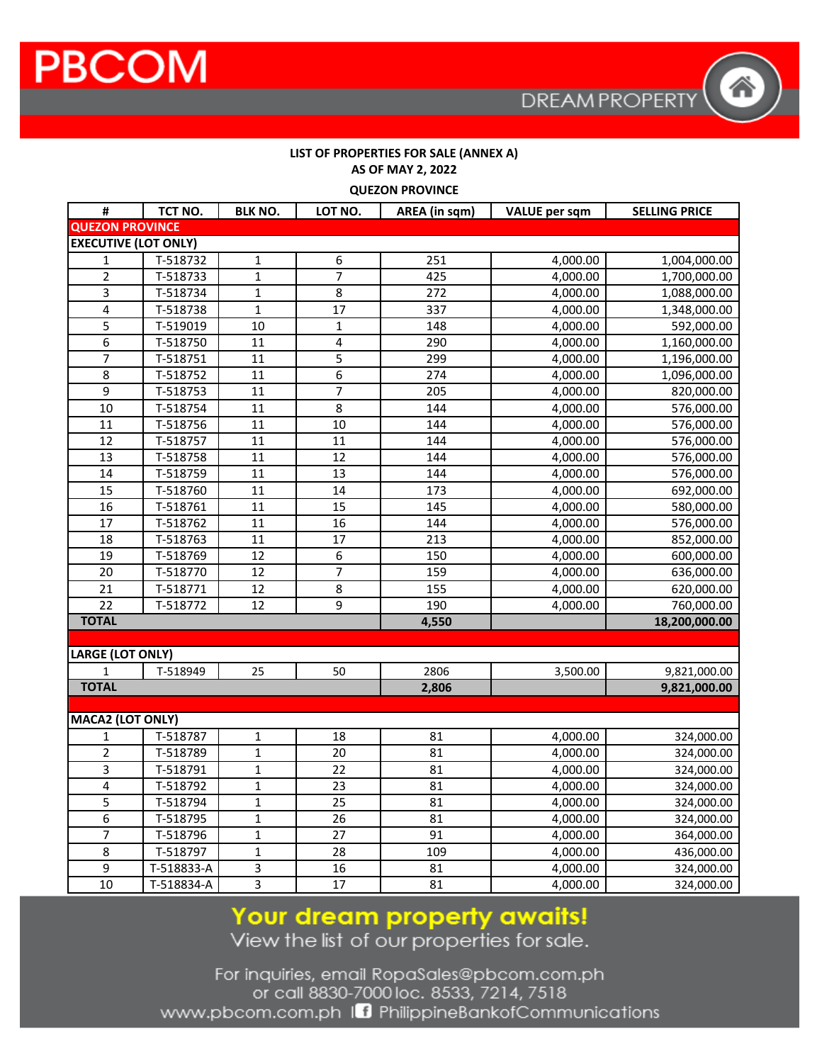PBCOM

DREAM PROPERTY

**LIST OF PROPERTIES FOR SALE (ANNEX A)**
**AS OF MAY 2, 2022**
**QUEZON PROVINCE**

| # | TCT NO. | BLK NO. | LOT NO. | AREA (in sqm) | VALUE per sqm | SELLING PRICE |
|---|---|---|---|---|---|---|
| **QUEZON PROVINCE** | | | | | | |
| **EXECUTIVE (LOT ONLY)** | | | | | | |
| 1 | T-518732 | 1 | 6 | 251 | 4,000.00 | 1,004,000.00 |
| 2 | T-518733 | 1 | 7 | 425 | 4,000.00 | 1,700,000.00 |
| 3 | T-518734 | 1 | 8 | 272 | 4,000.00 | 1,088,000.00 |
| 4 | T-518738 | 1 | 17 | 337 | 4,000.00 | 1,348,000.00 |
| 5 | T-519019 | 10 | 1 | 148 | 4,000.00 | 592,000.00 |
| 6 | T-518750 | 11 | 4 | 290 | 4,000.00 | 1,160,000.00 |
| 7 | T-518751 | 11 | 5 | 299 | 4,000.00 | 1,196,000.00 |
| 8 | T-518752 | 11 | 6 | 274 | 4,000.00 | 1,096,000.00 |
| 9 | T-518753 | 11 | 7 | 205 | 4,000.00 | 820,000.00 |
| 10 | T-518754 | 11 | 8 | 144 | 4,000.00 | 576,000.00 |
| 11 | T-518756 | 11 | 10 | 144 | 4,000.00 | 576,000.00 |
| 12 | T-518757 | 11 | 11 | 144 | 4,000.00 | 576,000.00 |
| 13 | T-518758 | 11 | 12 | 144 | 4,000.00 | 576,000.00 |
| 14 | T-518759 | 11 | 13 | 144 | 4,000.00 | 576,000.00 |
| 15 | T-518760 | 11 | 14 | 173 | 4,000.00 | 692,000.00 |
| 16 | T-518761 | 11 | 15 | 145 | 4,000.00 | 580,000.00 |
| 17 | T-518762 | 11 | 16 | 144 | 4,000.00 | 576,000.00 |
| 18 | T-518763 | 11 | 17 | 213 | 4,000.00 | 852,000.00 |
| 19 | T-518769 | 12 | 6 | 150 | 4,000.00 | 600,000.00 |
| 20 | T-518770 | 12 | 7 | 159 | 4,000.00 | 636,000.00 |
| 21 | T-518771 | 12 | 8 | 155 | 4,000.00 | 620,000.00 |
| 22 | T-518772 | 12 | 9 | 190 | 4,000.00 | 760,000.00 |
| **TOTAL** | | | | **4,550** | | **18,200,000.00** |
| | | | | | | |
| **LARGE (LOT ONLY)** | | | | | | |
| 1 | T-518949 | 25 | 50 | 2806 | 3,500.00 | 9,821,000.00 |
| **TOTAL** | | | | **2,806** | | **9,821,000.00** |
| | | | | | | |
| **MACA2 (LOT ONLY)** | | | | | | |
| 1 | T-518787 | 1 | 18 | 81 | 4,000.00 | 324,000.00 |
| 2 | T-518789 | 1 | 20 | 81 | 4,000.00 | 324,000.00 |
| 3 | T-518791 | 1 | 22 | 81 | 4,000.00 | 324,000.00 |
| 4 | T-518792 | 1 | 23 | 81 | 4,000.00 | 324,000.00 |
| 5 | T-518794 | 1 | 25 | 81 | 4,000.00 | 324,000.00 |
| 6 | T-518795 | 1 | 26 | 81 | 4,000.00 | 324,000.00 |
| 7 | T-518796 | 1 | 27 | 91 | 4,000.00 | 364,000.00 |
| 8 | T-518797 | 1 | 28 | 109 | 4,000.00 | 436,000.00 |
| 9 | T-518833-A | 3 | 16 | 81 | 4,000.00 | 324,000.00 |
| 10 | T-518834-A | 3 | 17 | 81 | 4,000.00 | 324,000.00 |

**Your dream property awaits!**
View the list of our properties for sale.

For inquiries, email RopaSales@pbcom.com.ph
or call 8830-7000 loc. 8533, 7214, 7518
www.pbcom.com.ph | PhilippineBankofCommunications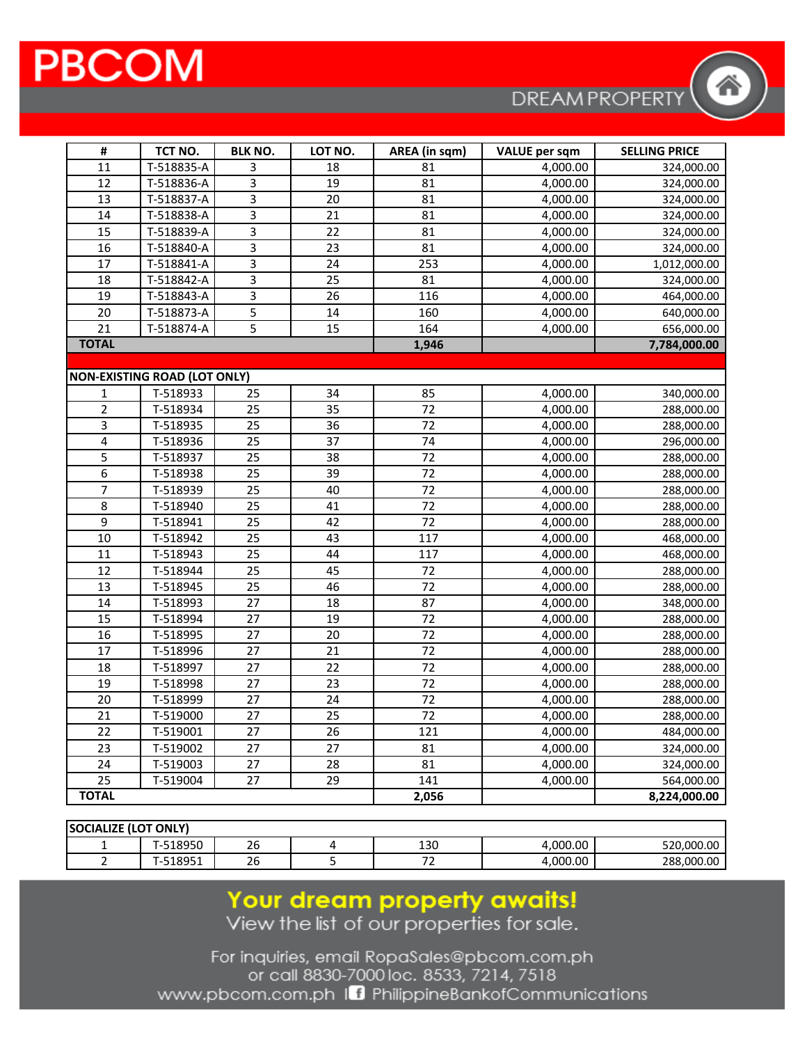# PBCOM

DREAM PROPERTY

| # | TCT NO. | BLK NO. | LOT NO. | AREA (in sqm) | VALUE per sqm | SELLING PRICE |
|---|---|---|---|---|---|---|
| 11 | T-518835-A | 3 | 18 | 81 | 4,000.00 | 324,000.00 |
| 12 | T-518836-A | 3 | 19 | 81 | 4,000.00 | 324,000.00 |
| 13 | T-518837-A | 3 | 20 | 81 | 4,000.00 | 324,000.00 |
| 14 | T-518838-A | 3 | 21 | 81 | 4,000.00 | 324,000.00 |
| 15 | T-518839-A | 3 | 22 | 81 | 4,000.00 | 324,000.00 |
| 16 | T-518840-A | 3 | 23 | 81 | 4,000.00 | 324,000.00 |
| 17 | T-518841-A | 3 | 24 | 253 | 4,000.00 | 1,012,000.00 |
| 18 | T-518842-A | 3 | 25 | 81 | 4,000.00 | 324,000.00 |
| 19 | T-518843-A | 3 | 26 | 116 | 4,000.00 | 464,000.00 |
| 20 | T-518873-A | 5 | 14 | 160 | 4,000.00 | 640,000.00 |
| 21 | T-518874-A | 5 | 15 | 164 | 4,000.00 | 656,000.00 |
| **TOTAL** | | | | **1,946** | | **7,784,000.00** |

| NON-EXISTING ROAD (LOT ONLY) | | | | | | |
|---|---|---|---|---|---|---|
| 1 | T-518933 | 25 | 34 | 85 | 4,000.00 | 340,000.00 |
| 2 | T-518934 | 25 | 35 | 72 | 4,000.00 | 288,000.00 |
| 3 | T-518935 | 25 | 36 | 72 | 4,000.00 | 288,000.00 |
| 4 | T-518936 | 25 | 37 | 74 | 4,000.00 | 296,000.00 |
| 5 | T-518937 | 25 | 38 | 72 | 4,000.00 | 288,000.00 |
| 6 | T-518938 | 25 | 39 | 72 | 4,000.00 | 288,000.00 |
| 7 | T-518939 | 25 | 40 | 72 | 4,000.00 | 288,000.00 |
| 8 | T-518940 | 25 | 41 | 72 | 4,000.00 | 288,000.00 |
| 9 | T-518941 | 25 | 42 | 72 | 4,000.00 | 288,000.00 |
| 10 | T-518942 | 25 | 43 | 117 | 4,000.00 | 468,000.00 |
| 11 | T-518943 | 25 | 44 | 117 | 4,000.00 | 468,000.00 |
| 12 | T-518944 | 25 | 45 | 72 | 4,000.00 | 288,000.00 |
| 13 | T-518945 | 25 | 46 | 72 | 4,000.00 | 288,000.00 |
| 14 | T-518993 | 27 | 18 | 87 | 4,000.00 | 348,000.00 |
| 15 | T-518994 | 27 | 19 | 72 | 4,000.00 | 288,000.00 |
| 16 | T-518995 | 27 | 20 | 72 | 4,000.00 | 288,000.00 |
| 17 | T-518996 | 27 | 21 | 72 | 4,000.00 | 288,000.00 |
| 18 | T-518997 | 27 | 22 | 72 | 4,000.00 | 288,000.00 |
| 19 | T-518998 | 27 | 23 | 72 | 4,000.00 | 288,000.00 |
| 20 | T-518999 | 27 | 24 | 72 | 4,000.00 | 288,000.00 |
| 21 | T-519000 | 27 | 25 | 72 | 4,000.00 | 288,000.00 |
| 22 | T-519001 | 27 | 26 | 121 | 4,000.00 | 484,000.00 |
| 23 | T-519002 | 27 | 27 | 81 | 4,000.00 | 324,000.00 |
| 24 | T-519003 | 27 | 28 | 81 | 4,000.00 | 324,000.00 |
| 25 | T-519004 | 27 | 29 | 141 | 4,000.00 | 564,000.00 |
| **TOTAL** | | | | **2,056** | | **8,224,000.00** |

| SOCIALIZE (LOT ONLY) | | | | | | |
|---|---|---|---|---|---|---|
| 1 | T-518950 | 26 | 4 | 130 | 4,000.00 | 520,000.00 |
| 2 | T-518951 | 26 | 5 | 72 | 4,000.00 | 288,000.00 |

**Your dream property awaits!**

View the list of our properties for sale.

For inquiries, email RopaSales@pbcom.com.ph
or call 8830-7000 loc. 8533, 7214, 7518
www.pbcom.com.ph | PhilippineBankofCommunications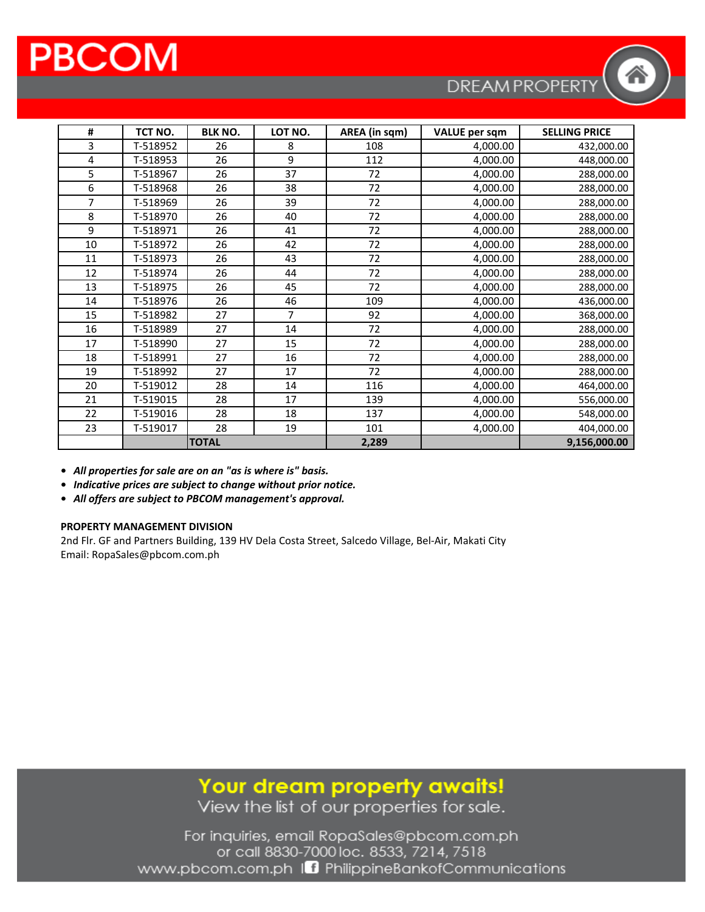# PBCOM

DREAM PROPERTY

| # | TCT NO. | BLK NO. | LOT NO. | AREA (in sqm) | VALUE per sqm | SELLING PRICE |
|---|---|---|---|---|---|---|
| 3 | T-518952 | 26 | 8 | 108 | 4,000.00 | 432,000.00 |
| 4 | T-518953 | 26 | 9 | 112 | 4,000.00 | 448,000.00 |
| 5 | T-518967 | 26 | 37 | 72 | 4,000.00 | 288,000.00 |
| 6 | T-518968 | 26 | 38 | 72 | 4,000.00 | 288,000.00 |
| 7 | T-518969 | 26 | 39 | 72 | 4,000.00 | 288,000.00 |
| 8 | T-518970 | 26 | 40 | 72 | 4,000.00 | 288,000.00 |
| 9 | T-518971 | 26 | 41 | 72 | 4,000.00 | 288,000.00 |
| 10 | T-518972 | 26 | 42 | 72 | 4,000.00 | 288,000.00 |
| 11 | T-518973 | 26 | 43 | 72 | 4,000.00 | 288,000.00 |
| 12 | T-518974 | 26 | 44 | 72 | 4,000.00 | 288,000.00 |
| 13 | T-518975 | 26 | 45 | 72 | 4,000.00 | 288,000.00 |
| 14 | T-518976 | 26 | 46 | 109 | 4,000.00 | 436,000.00 |
| 15 | T-518982 | 27 | 7 | 92 | 4,000.00 | 368,000.00 |
| 16 | T-518989 | 27 | 14 | 72 | 4,000.00 | 288,000.00 |
| 17 | T-518990 | 27 | 15 | 72 | 4,000.00 | 288,000.00 |
| 18 | T-518991 | 27 | 16 | 72 | 4,000.00 | 288,000.00 |
| 19 | T-518992 | 27 | 17 | 72 | 4,000.00 | 288,000.00 |
| 20 | T-519012 | 28 | 14 | 116 | 4,000.00 | 464,000.00 |
| 21 | T-519015 | 28 | 17 | 139 | 4,000.00 | 556,000.00 |
| 22 | T-519016 | 28 | 18 | 137 | 4,000.00 | 548,000.00 |
| 23 | T-519017 | 28 | 19 | 101 | 4,000.00 | 404,000.00 |
| | | **TOTAL** | | **2,289** | | **9,156,000.00** |

- ***All properties for sale are on an "as is where is" basis.***
- ***Indicative prices are subject to change without prior notice.***
- ***All offers are subject to PBCOM management's approval.***

**PROPERTY MANAGEMENT DIVISION**
2nd Flr. GF and Partners Building, 139 HV Dela Costa Street, Salcedo Village, Bel-Air, Makati City
Email: RopaSales@pbcom.com.ph

**Your dream property awaits!**
View the list of our properties for sale.

For inquiries, email RopaSales@pbcom.com.ph
or call 8830-7000 loc. 8533, 7214, 7518
www.pbcom.com.ph | PhilippineBankofCommunications